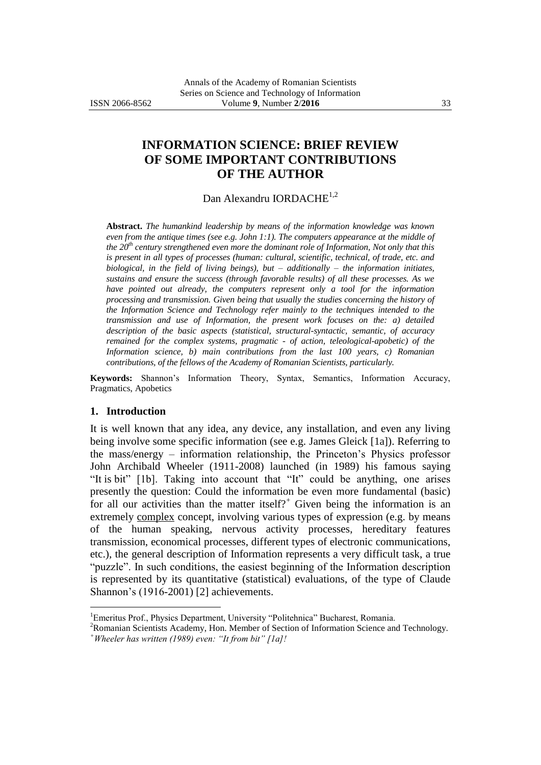# INFORMATION SCIENCE: BRIEF REVIEW OF SOME IMPORTANT CONTRIBUTIONS OF THE AUTHOR

Dan Alexandru IORDACHE[1,2]

**Abstract.** *The humankind leadership by means of the information knowledge was known even from the antique times (see e.g. John 1:1). The computers appearance at the middle of the 20th century strengthened even more the dominant role of Information, Not only that this is present in all types of processes (human: cultural, scientific, technical, of trade, etc. and biological, in the field of living beings), but – additionally – the information initiates, sustains and ensure the success (through favorable results) of all these processes. As we have pointed out already, the computers represent only a tool for the information processing and transmission. Given being that usually the studies concerning the history of the Information Science and Technology refer mainly to the techniques intended to the transmission and use of Information, the present work focuses on the: a) detailed description of the basic aspects (statistical, structural-syntactic, semantic, of accuracy remained for the complex systems, pragmatic - of action, teleological-apobetic) of the Information science, b) main contributions from the last 100 years, c) Romanian contributions, of the fellows of the Academy of Romanian Scientists, particularly.*

**Keywords:** Shannon's Information Theory, Syntax, Semantics, Information Accuracy, Pragmatics, Apobetics

## 1. Introduction

It is well known that any idea, any device, any installation, and even any living being involve some specific information (see e.g. James Gleick [1a]). Referring to the mass/energy – information relationship, the Princeton's Physics professor John Archibald Wheeler (1911-2008) launched (in 1989) his famous saying "It is bit" [1b]. Taking into account that "It" could be anything, one arises presently the question: Could the information be even more fundamental (basic) for all our activities than the matter itself?[+] Given being the information is an extremely <u>complex</u> concept, involving various types of expression (e.g. by means of the human speaking, nervous activity processes, hereditary features transmission, economical processes, different types of electronic communications, etc.), the general description of Information represents a very difficult task, a true "puzzle". In such conditions, the easiest beginning of the Information description is represented by its quantitative (statistical) evaluations, of the type of Claude Shannon's (1916-2001) [2] achievements.

---

[1]Emeritus Prof., Physics Department, University "Politehnica" Bucharest, Romania.

[2]Romanian Scientists Academy, Hon. Member of Section of Information Science and Technology.

[+]*Wheeler has written (1989) even: "It from bit" [1a]!*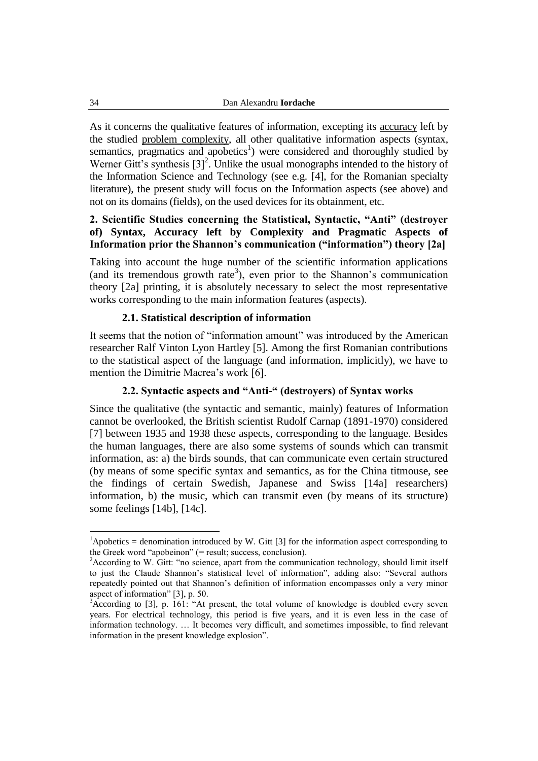As it concerns the qualitative features of information, excepting its accuracy left by the studied problem complexity, all other qualitative information aspects (syntax, semantics, pragmatics and apobetics[1]) were considered and thoroughly studied by Werner Gitt's synthesis [3][2]. Unlike the usual monographs intended to the history of the Information Science and Technology (see e.g. [4], for the Romanian specialty literature), the present study will focus on the Information aspects (see above) and not on its domains (fields), on the used devices for its obtainment, etc.

## 2. Scientific Studies concerning the Statistical, Syntactic, "Anti" (destroyer of) Syntax, Accuracy left by Complexity and Pragmatic Aspects of Information prior the Shannon's communication ("information") theory [2a]

Taking into account the huge number of the scientific information applications (and its tremendous growth rate[3]), even prior to the Shannon's communication theory [2a] printing, it is absolutely necessary to select the most representative works corresponding to the main information features (aspects).

### 2.1. Statistical description of information

It seems that the notion of "information amount" was introduced by the American researcher Ralf Vinton Lyon Hartley [5]. Among the first Romanian contributions to the statistical aspect of the language (and information, implicitly), we have to mention the Dimitrie Macrea's work [6].

### 2.2. Syntactic aspects and "Anti-" (destroyers) of Syntax works

Since the qualitative (the syntactic and semantic, mainly) features of Information cannot be overlooked, the British scientist Rudolf Carnap (1891-1970) considered [7] between 1935 and 1938 these aspects, corresponding to the language. Besides the human languages, there are also some systems of sounds which can transmit information, as: a) the birds sounds, that can communicate even certain structured (by means of some specific syntax and semantics, as for the China titmouse, see the findings of certain Swedish, Japanese and Swiss [14a] researchers) information, b) the music, which can transmit even (by means of its structure) some feelings [14b], [14c].

---

[1] Apobetics = denomination introduced by W. Gitt [3] for the information aspect corresponding to the Greek word "apobeinon" (= result; success, conclusion).

[2] According to W. Gitt: "no science, apart from the communication technology, should limit itself to just the Claude Shannon's statistical level of information", adding also: "Several authors repeatedly pointed out that Shannon's definition of information encompasses only a very minor aspect of information" [3], p. 50.

[3] According to [3], p. 161: "At present, the total volume of knowledge is doubled every seven years. For electrical technology, this period is five years, and it is even less in the case of information technology. … It becomes very difficult, and sometimes impossible, to find relevant information in the present knowledge explosion".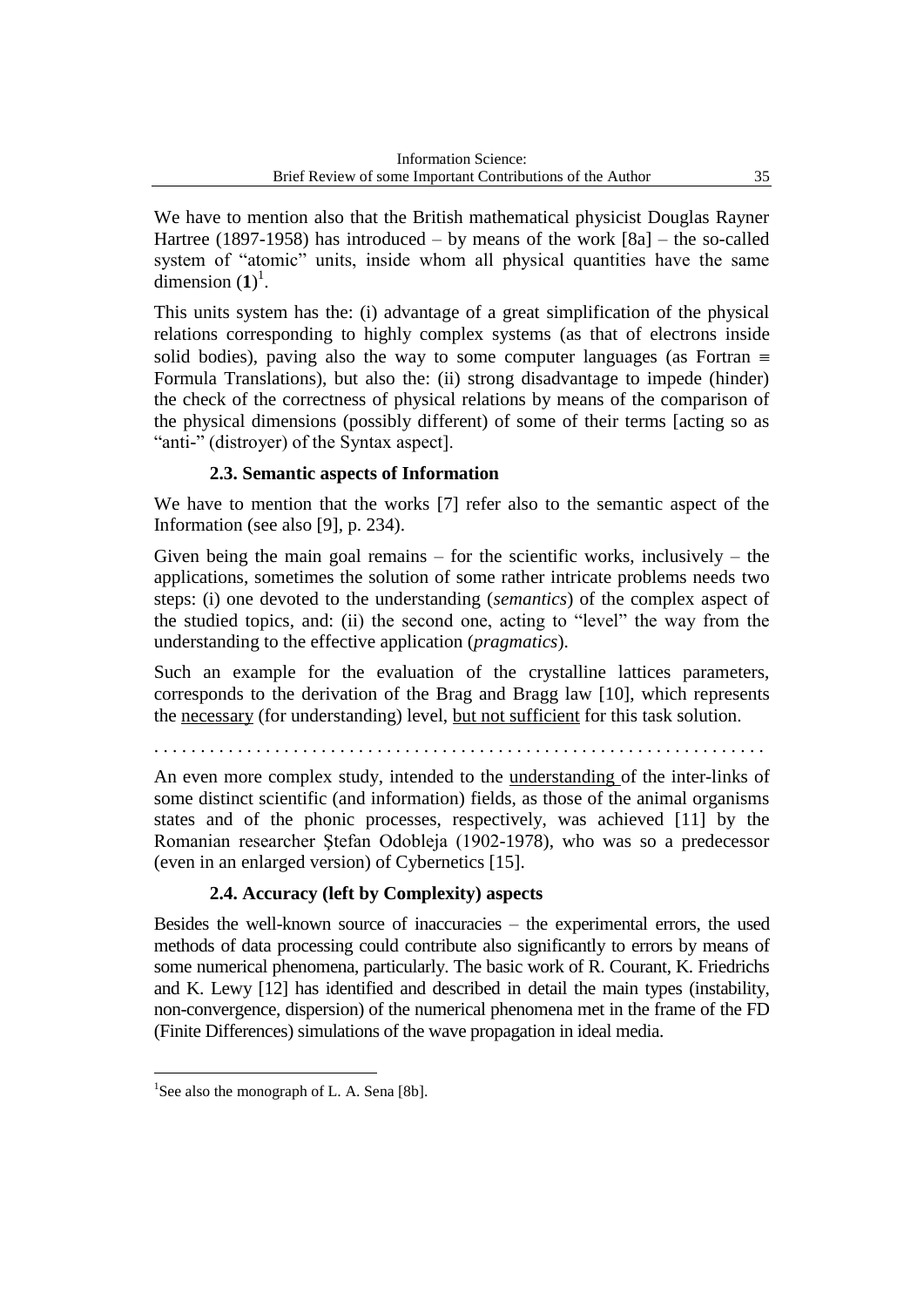We have to mention also that the British mathematical physicist Douglas Rayner Hartree (1897-1958) has introduced – by means of the work [8a] – the so-called system of "atomic" units, inside whom all physical quantities have the same dimension $(\mathbf{1})$[1].

This units system has the: (i) advantage of a great simplification of the physical relations corresponding to highly complex systems (as that of electrons inside solid bodies), paving also the way to some computer languages (as Fortran $\equiv$ Formula Translations), but also the: (ii) strong disadvantage to impede (hinder) the check of the correctness of physical relations by means of the comparison of the physical dimensions (possibly different) of some of their terms [acting so as "anti-" (distroyer) of the Syntax aspect].

### 2.3. Semantic aspects of Information

We have to mention that the works [7] refer also to the semantic aspect of the Information (see also [9], p. 234).

Given being the main goal remains – for the scientific works, inclusively – the applications, sometimes the solution of some rather intricate problems needs two steps: (i) one devoted to the understanding (*semantics*) of the complex aspect of the studied topics, and: (ii) the second one, acting to "level" the way from the understanding to the effective application (*pragmatics*).

Such an example for the evaluation of the crystalline lattices parameters, corresponds to the derivation of the Brag and Bragg law [10], which represents the <u>necessary</u> (for understanding) level, <u>but not sufficient</u> for this task solution.

. . . . . . . . . . . . . . . . . . . . . . . . . . . . . . . . . . . . . . . . . . . . . . . . . . . . . . . . . . . . . . . . .

An even more complex study, intended to the <u>understanding</u> of the inter-links of some distinct scientific (and information) fields, as those of the animal organisms states and of the phonic processes, respectively, was achieved [11] by the Romanian researcher Ştefan Odobleja (1902-1978), who was so a predecessor (even in an enlarged version) of Cybernetics [15].

### 2.4. Accuracy (left by Complexity) aspects

Besides the well-known source of inaccuracies – the experimental errors, the used methods of data processing could contribute also significantly to errors by means of some numerical phenomena, particularly. The basic work of R. Courant, K. Friedrichs and K. Lewy [12] has identified and described in detail the main types (instability, non-convergence, dispersion) of the numerical phenomena met in the frame of the FD (Finite Differences) simulations of the wave propagation in ideal media.

[1] See also the monograph of L. A. Sena [8b].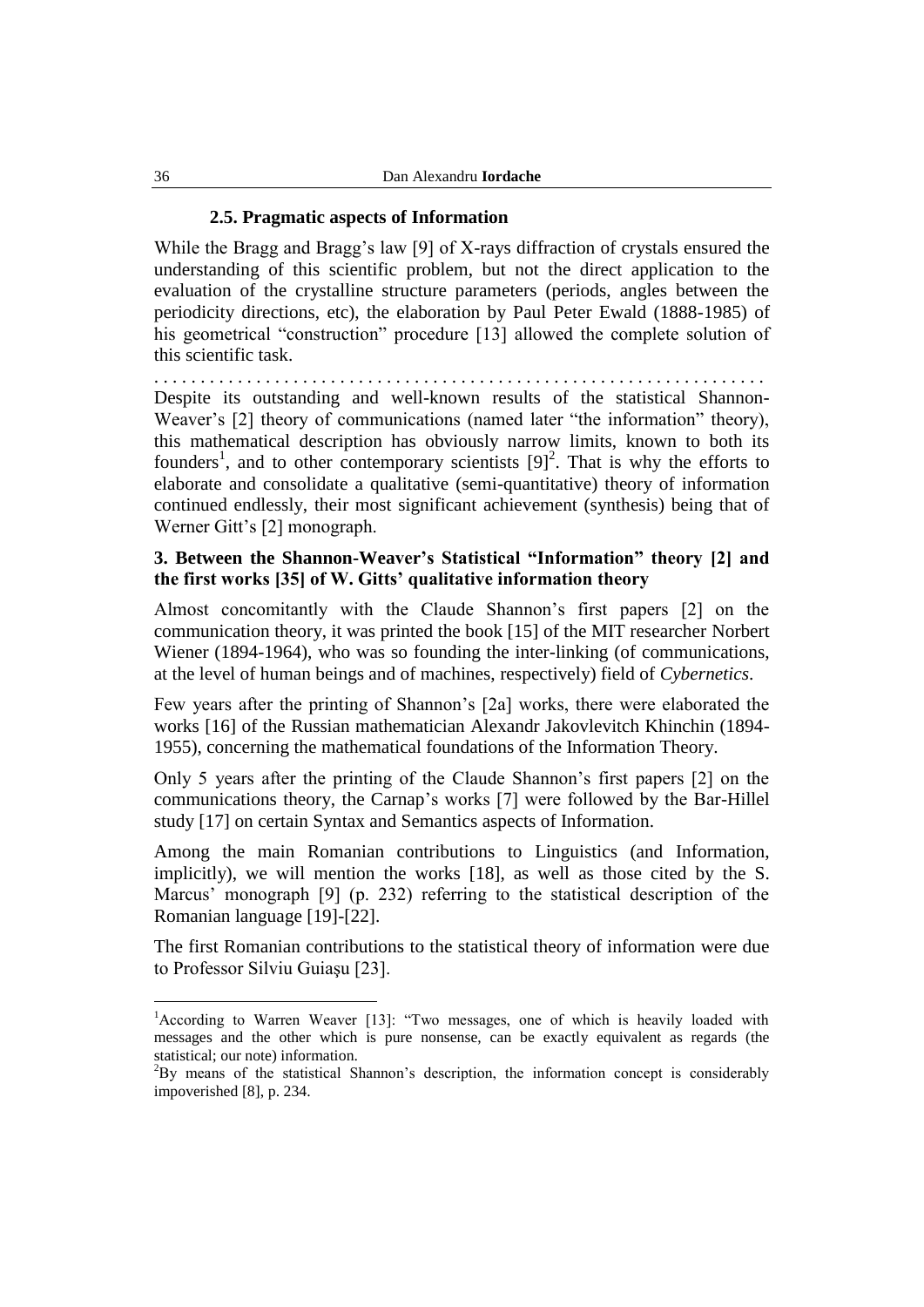### 2.5. Pragmatic aspects of Information

While the Bragg and Bragg's law [9] of X-rays diffraction of crystals ensured the understanding of this scientific problem, but not the direct application to the evaluation of the crystalline structure parameters (periods, angles between the periodicity directions, etc), the elaboration by Paul Peter Ewald (1888-1985) of his geometrical "construction" procedure [13] allowed the complete solution of this scientific task.

. . . . . . . . . . . . . . . . . . . . . . . . . . . . . . . . . . . . . . . . . . . . . . . . . . . . . . . . . . . . . .

Despite its outstanding and well-known results of the statistical Shannon-Weaver's [2] theory of communications (named later "the information" theory), this mathematical description has obviously narrow limits, known to both its founders[1], and to other contemporary scientists [9][2]. That is why the efforts to elaborate and consolidate a qualitative (semi-quantitative) theory of information continued endlessly, their most significant achievement (synthesis) being that of Werner Gitt's [2] monograph.

## 3. Between the Shannon-Weaver's Statistical "Information" theory [2] and the first works [35] of W. Gitts' qualitative information theory

Almost concomitantly with the Claude Shannon's first papers [2] on the communication theory, it was printed the book [15] of the MIT researcher Norbert Wiener (1894-1964), who was so founding the inter-linking (of communications, at the level of human beings and of machines, respectively) field of *Cybernetics*.

Few years after the printing of Shannon's [2a] works, there were elaborated the works [16] of the Russian mathematician Alexandr Jakovlevitch Khinchin (1894-1955), concerning the mathematical foundations of the Information Theory.

Only 5 years after the printing of the Claude Shannon's first papers [2] on the communications theory, the Carnap's works [7] were followed by the Bar-Hillel study [17] on certain Syntax and Semantics aspects of Information.

Among the main Romanian contributions to Linguistics (and Information, implicitly), we will mention the works [18], as well as those cited by the S. Marcus' monograph [9] (p. 232) referring to the statistical description of the Romanian language [19]-[22].

The first Romanian contributions to the statistical theory of information were due to Professor Silviu Guiaşu [23].

---

[1]According to Warren Weaver [13]: "Two messages, one of which is heavily loaded with messages and the other which is pure nonsense, can be exactly equivalent as regards (the statistical; our note) information.

[2]By means of the statistical Shannon's description, the information concept is considerably impoverished [8], p. 234.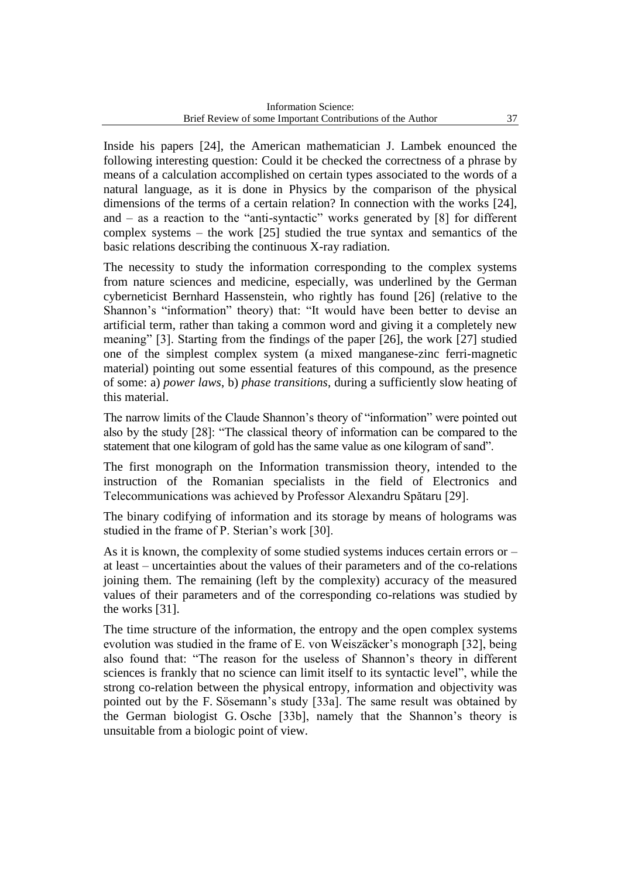Inside his papers [24], the American mathematician J. Lambek enounced the following interesting question: Could it be checked the correctness of a phrase by means of a calculation accomplished on certain types associated to the words of a natural language, as it is done in Physics by the comparison of the physical dimensions of the terms of a certain relation? In connection with the works [24], and – as a reaction to the "anti-syntactic" works generated by [8] for different complex systems – the work [25] studied the true syntax and semantics of the basic relations describing the continuous X-ray radiation.

The necessity to study the information corresponding to the complex systems from nature sciences and medicine, especially, was underlined by the German cyberneticist Bernhard Hassenstein, who rightly has found [26] (relative to the Shannon's "information" theory) that: "It would have been better to devise an artificial term, rather than taking a common word and giving it a completely new meaning" [3]. Starting from the findings of the paper [26], the work [27] studied one of the simplest complex system (a mixed manganese-zinc ferri-magnetic material) pointing out some essential features of this compound, as the presence of some: a) *power laws*, b) *phase transitions*, during a sufficiently slow heating of this material.

The narrow limits of the Claude Shannon's theory of "information" were pointed out also by the study [28]: "The classical theory of information can be compared to the statement that one kilogram of gold has the same value as one kilogram of sand".

The first monograph on the Information transmission theory, intended to the instruction of the Romanian specialists in the field of Electronics and Telecommunications was achieved by Professor Alexandru Spătaru [29].

The binary codifying of information and its storage by means of holograms was studied in the frame of P. Sterian's work [30].

As it is known, the complexity of some studied systems induces certain errors or – at least – uncertainties about the values of their parameters and of the co-relations joining them. The remaining (left by the complexity) accuracy of the measured values of their parameters and of the corresponding co-relations was studied by the works [31].

The time structure of the information, the entropy and the open complex systems evolution was studied in the frame of E. von Weiszäcker's monograph [32], being also found that: "The reason for the useless of Shannon's theory in different sciences is frankly that no science can limit itself to its syntactic level", while the strong co-relation between the physical entropy, information and objectivity was pointed out by the F. Sösemann's study [33a]. The same result was obtained by the German biologist G. Osche [33b], namely that the Shannon's theory is unsuitable from a biologic point of view.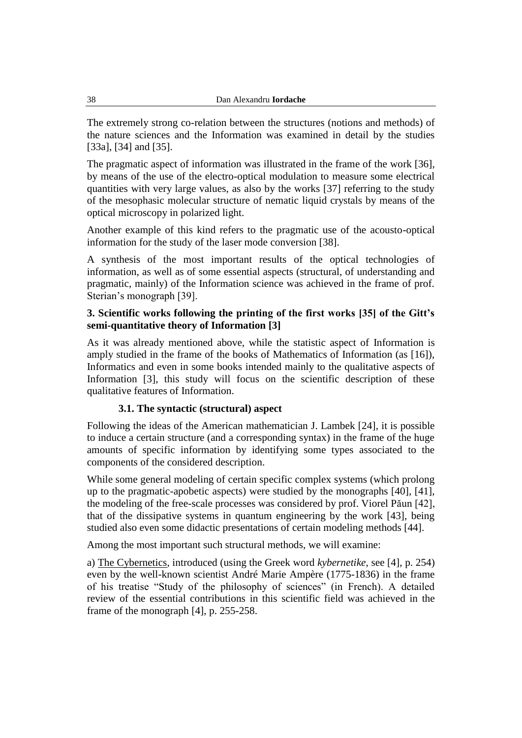The extremely strong co-relation between the structures (notions and methods) of the nature sciences and the Information was examined in detail by the studies [33a], [34] and [35].

The pragmatic aspect of information was illustrated in the frame of the work [36], by means of the use of the electro-optical modulation to measure some electrical quantities with very large values, as also by the works [37] referring to the study of the mesophasic molecular structure of nematic liquid crystals by means of the optical microscopy in polarized light.

Another example of this kind refers to the pragmatic use of the acousto-optical information for the study of the laser mode conversion [38].

A synthesis of the most important results of the optical technologies of information, as well as of some essential aspects (structural, of understanding and pragmatic, mainly) of the Information science was achieved in the frame of prof. Sterian's monograph [39].

## 3. Scientific works following the printing of the first works [35] of the Gitt's semi-quantitative theory of Information [3]

As it was already mentioned above, while the statistic aspect of Information is amply studied in the frame of the books of Mathematics of Information (as [16]), Informatics and even in some books intended mainly to the qualitative aspects of Information [3], this study will focus on the scientific description of these qualitative features of Information.

### 3.1. The syntactic (structural) aspect

Following the ideas of the American mathematician J. Lambek [24], it is possible to induce a certain structure (and a corresponding syntax) in the frame of the huge amounts of specific information by identifying some types associated to the components of the considered description.

While some general modeling of certain specific complex systems (which prolong up to the pragmatic-apobetic aspects) were studied by the monographs [40], [41], the modeling of the free-scale processes was considered by prof. Viorel Păun [42], that of the dissipative systems in quantum engineering by the work [43], being studied also even some didactic presentations of certain modeling methods [44].

Among the most important such structural methods, we will examine:

a) The Cybernetics, introduced (using the Greek word *kybernetike*, see [4], p. 254) even by the well-known scientist André Marie Ampère (1775-1836) in the frame of his treatise "Study of the philosophy of sciences" (in French). A detailed review of the essential contributions in this scientific field was achieved in the frame of the monograph [4], p. 255-258.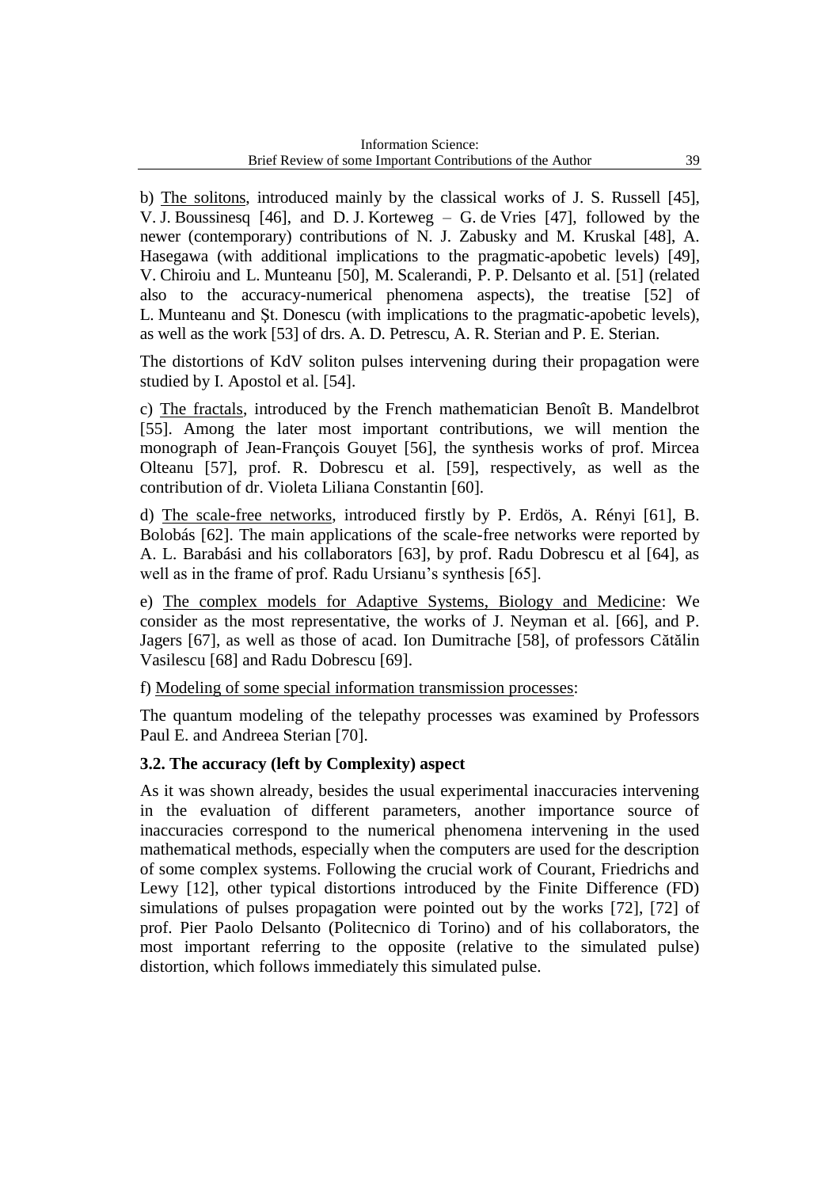b) The solitons, introduced mainly by the classical works of J. S. Russell [45], V. J. Boussinesq [46], and D. J. Korteweg – G. de Vries [47], followed by the newer (contemporary) contributions of N. J. Zabusky and M. Kruskal [48], A. Hasegawa (with additional implications to the pragmatic-apobetic levels) [49], V. Chiroiu and L. Munteanu [50], M. Scalerandi, P. P. Delsanto et al. [51] (related also to the accuracy-numerical phenomena aspects), the treatise [52] of L. Munteanu and Şt. Donescu (with implications to the pragmatic-apobetic levels), as well as the work [53] of drs. A. D. Petrescu, A. R. Sterian and P. E. Sterian.

The distortions of KdV soliton pulses intervening during their propagation were studied by I. Apostol et al. [54].

c) The fractals, introduced by the French mathematician Benoît B. Mandelbrot [55]. Among the later most important contributions, we will mention the monograph of Jean-François Gouyet [56], the synthesis works of prof. Mircea Olteanu [57], prof. R. Dobrescu et al. [59], respectively, as well as the contribution of dr. Violeta Liliana Constantin [60].

d) The scale-free networks, introduced firstly by P. Erdös, A. Rényi [61], B. Bolobás [62]. The main applications of the scale-free networks were reported by A. L. Barabási and his collaborators [63], by prof. Radu Dobrescu et al [64], as well as in the frame of prof. Radu Ursianu's synthesis [65].

e) The complex models for Adaptive Systems, Biology and Medicine: We consider as the most representative, the works of J. Neyman et al. [66], and P. Jagers [67], as well as those of acad. Ion Dumitrache [58], of professors Cătălin Vasilescu [68] and Radu Dobrescu [69].

f) Modeling of some special information transmission processes:

The quantum modeling of the telepathy processes was examined by Professors Paul E. and Andreea Sterian [70].

### 3.2. The accuracy (left by Complexity) aspect

As it was shown already, besides the usual experimental inaccuracies intervening in the evaluation of different parameters, another importance source of inaccuracies correspond to the numerical phenomena intervening in the used mathematical methods, especially when the computers are used for the description of some complex systems. Following the crucial work of Courant, Friedrichs and Lewy [12], other typical distortions introduced by the Finite Difference (FD) simulations of pulses propagation were pointed out by the works [72], [72] of prof. Pier Paolo Delsanto (Politecnico di Torino) and of his collaborators, the most important referring to the opposite (relative to the simulated pulse) distortion, which follows immediately this simulated pulse.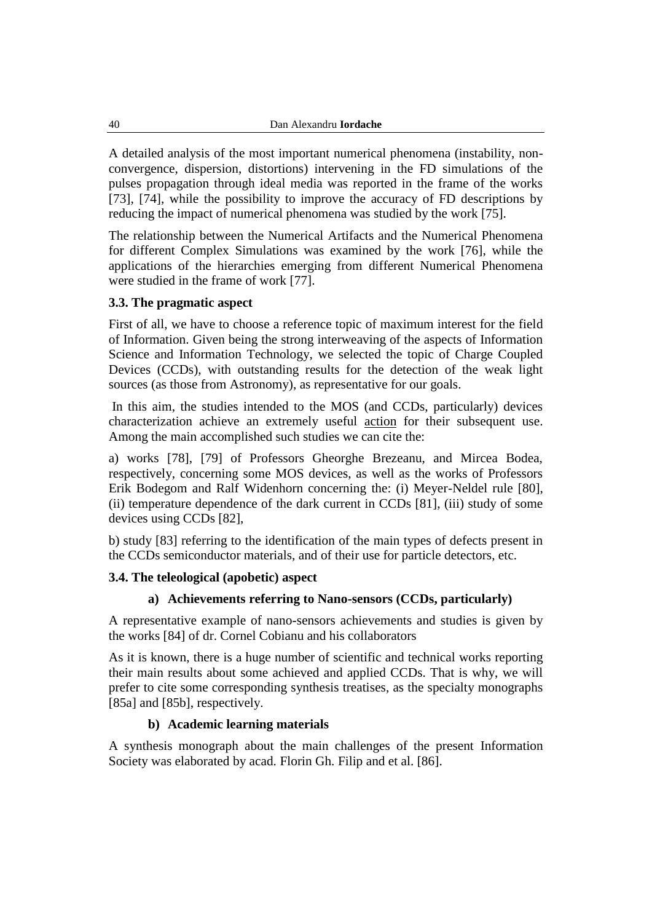A detailed analysis of the most important numerical phenomena (instability, non-convergence, dispersion, distortions) intervening in the FD simulations of the pulses propagation through ideal media was reported in the frame of the works [73], [74], while the possibility to improve the accuracy of FD descriptions by reducing the impact of numerical phenomena was studied by the work [75].

The relationship between the Numerical Artifacts and the Numerical Phenomena for different Complex Simulations was examined by the work [76], while the applications of the hierarchies emerging from different Numerical Phenomena were studied in the frame of work [77].

### 3.3. The pragmatic aspect

First of all, we have to choose a reference topic of maximum interest for the field of Information. Given being the strong interweaving of the aspects of Information Science and Information Technology, we selected the topic of Charge Coupled Devices (CCDs), with outstanding results for the detection of the weak light sources (as those from Astronomy), as representative for our goals.

In this aim, the studies intended to the MOS (and CCDs, particularly) devices characterization achieve an extremely useful action for their subsequent use. Among the main accomplished such studies we can cite the:

a) works [78], [79] of Professors Gheorghe Brezeanu, and Mircea Bodea, respectively, concerning some MOS devices, as well as the works of Professors Erik Bodegom and Ralf Widenhorn concerning the: (i) Meyer-Neldel rule [80], (ii) temperature dependence of the dark current in CCDs [81], (iii) study of some devices using CCDs [82],

b) study [83] referring to the identification of the main types of defects present in the CCDs semiconductor materials, and of their use for particle detectors, etc.

### 3.4. The teleological (apobetic) aspect

#### a) Achievements referring to Nano-sensors (CCDs, particularly)

A representative example of nano-sensors achievements and studies is given by the works [84] of dr. Cornel Cobianu and his collaborators

As it is known, there is a huge number of scientific and technical works reporting their main results about some achieved and applied CCDs. That is why, we will prefer to cite some corresponding synthesis treatises, as the specialty monographs [85a] and [85b], respectively.

#### b) Academic learning materials

A synthesis monograph about the main challenges of the present Information Society was elaborated by acad. Florin Gh. Filip and et al. [86].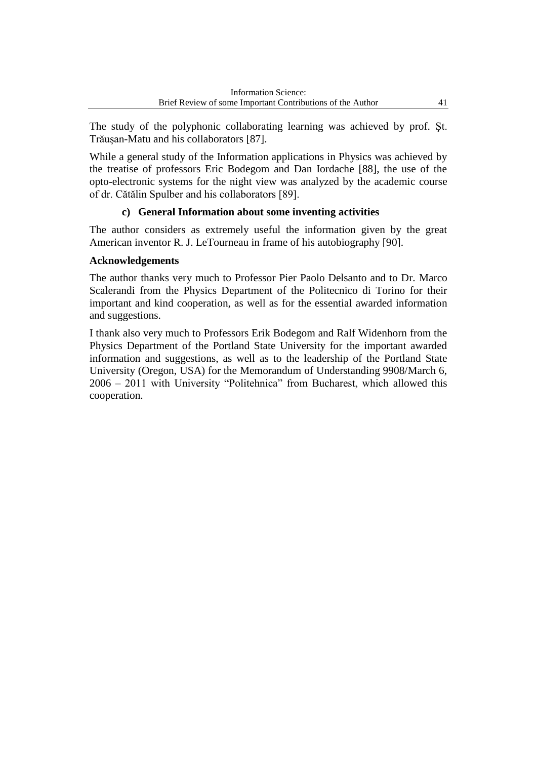The study of the polyphonic collaborating learning was achieved by prof. Şt. Trăuşan-Matu and his collaborators [87].

While a general study of the Information applications in Physics was achieved by the treatise of professors Eric Bodegom and Dan Iordache [88], the use of the opto-electronic systems for the night view was analyzed by the academic course of dr. Cătălin Spulber and his collaborators [89].

### c) General Information about some inventing activities

The author considers as extremely useful the information given by the great American inventor R. J. LeTourneau in frame of his autobiography [90].

### Acknowledgements

The author thanks very much to Professor Pier Paolo Delsanto and to Dr. Marco Scalerandi from the Physics Department of the Politecnico di Torino for their important and kind cooperation, as well as for the essential awarded information and suggestions.

I thank also very much to Professors Erik Bodegom and Ralf Widenhorn from the Physics Department of the Portland State University for the important awarded information and suggestions, as well as to the leadership of the Portland State University (Oregon, USA) for the Memorandum of Understanding 9908/March 6, 2006 – 2011 with University "Politehnica" from Bucharest, which allowed this cooperation.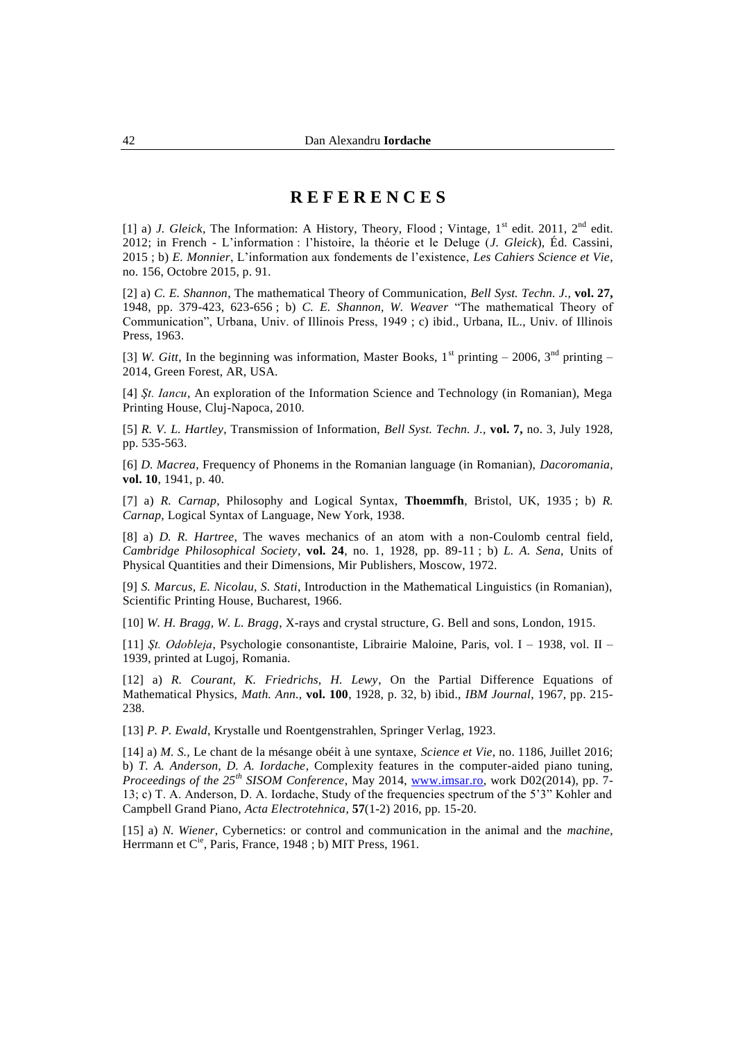# REFERENCES

[1] a) *J. Gleick*, The Information: A History, Theory, Flood ; Vintage, 1st edit. 2011, 2nd edit. 2012; in French - L'information : l'histoire, la théorie et le Deluge (*J. Gleick*), Éd. Cassini, 2015 ; b) *E. Monnier*, L'information aux fondements de l'existence, *Les Cahiers Science et Vie*, no. 156, Octobre 2015, p. 91.

[2] a) *C. E. Shannon*, The mathematical Theory of Communication, *Bell Syst. Techn. J.*, **vol. 27,** 1948, pp. 379-423, 623-656 ; b) *C. E. Shannon, W. Weaver* "The mathematical Theory of Communication", Urbana, Univ. of Illinois Press, 1949 ; c) ibid., Urbana, IL., Univ. of Illinois Press, 1963.

[3] *W. Gitt*, In the beginning was information, Master Books, 1st printing – 2006, 3nd printing – 2014, Green Forest, AR, USA.

[4] *Şt. Iancu*, An exploration of the Information Science and Technology (in Romanian), Mega Printing House, Cluj-Napoca, 2010.

[5] *R. V. L. Hartley*, Transmission of Information, *Bell Syst. Techn. J.*, **vol. 7,** no. 3, July 1928, pp. 535-563.

[6] *D. Macrea*, Frequency of Phonems in the Romanian language (in Romanian), *Dacoromania*, **vol. 10**, 1941, p. 40.

[7] a) *R. Carnap*, Philosophy and Logical Syntax, **Thoemmfh**, Bristol, UK, 1935 ; b) *R. Carnap*, Logical Syntax of Language, New York, 1938.

[8] a) *D. R. Hartree*, The waves mechanics of an atom with a non-Coulomb central field, *Cambridge Philosophical Society*, **vol. 24**, no. 1, 1928, pp. 89-11 ; b) *L. A. Sena*, Units of Physical Quantities and their Dimensions, Mir Publishers, Moscow, 1972.

[9] *S. Marcus, E. Nicolau, S. Stati*, Introduction in the Mathematical Linguistics (in Romanian), Scientific Printing House, Bucharest, 1966.

[10] *W. H. Bragg, W. L. Bragg*, X-rays and crystal structure, G. Bell and sons, London, 1915.

[11] *Şt. Odobleja*, Psychologie consonantiste, Librairie Maloine, Paris, vol. I – 1938, vol. II – 1939, printed at Lugoj, Romania.

[12] a) *R. Courant, K. Friedrichs, H. Lewy*, On the Partial Difference Equations of Mathematical Physics, *Math. Ann.*, **vol. 100**, 1928, p. 32, b) ibid., *IBM Journal*, 1967, pp. 215-238.

[13] *P. P. Ewald*, Krystalle und Roentgenstrahlen, Springer Verlag, 1923.

[14] a) *M. S.*, Le chant de la mésange obéit à une syntaxe, *Science et Vie*, no. 1186, Juillet 2016; b) *T. A. Anderson, D. A. Iordache*, Complexity features in the computer-aided piano tuning, *Proceedings of the 25th SISOM Conference*, May 2014, www.imsar.ro, work D02(2014), pp. 7-13; c) T. A. Anderson, D. A. Iordache, Study of the frequencies spectrum of the 5'3" Kohler and Campbell Grand Piano, *Acta Electrotehnica*, **57**(1-2) 2016, pp. 15-20.

[15] a) *N. Wiener*, Cybernetics: or control and communication in the animal and the *machine*, Herrmann et Cie, Paris, France, 1948 ; b) MIT Press, 1961.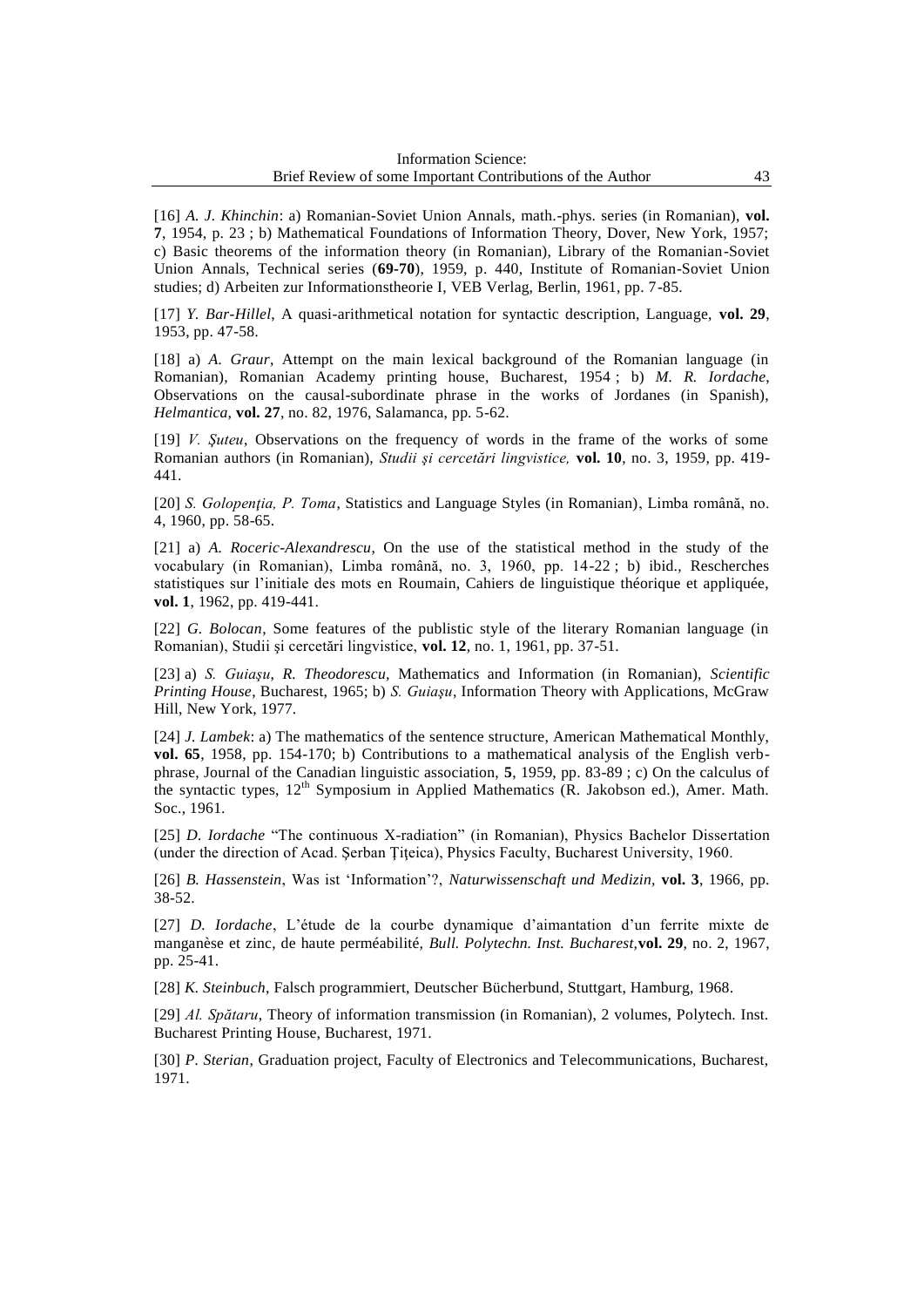[16] *A. J. Khinchin*: a) Romanian-Soviet Union Annals, math.-phys. series (in Romanian), **vol. 7**, 1954, p. 23 ; b) Mathematical Foundations of Information Theory, Dover, New York, 1957; c) Basic theorems of the information theory (in Romanian), Library of the Romanian-Soviet Union Annals, Technical series (**69-70**), 1959, p. 440, Institute of Romanian-Soviet Union studies; d) Arbeiten zur Informationstheorie I, VEB Verlag, Berlin, 1961, pp. 7-85.

[17] *Y. Bar-Hillel*, A quasi-arithmetical notation for syntactic description, Language, **vol. 29**, 1953, pp. 47-58.

[18] a) *A. Graur*, Attempt on the main lexical background of the Romanian language (in Romanian), Romanian Academy printing house, Bucharest, 1954 ; b) *M. R. Iordache*, Observations on the causal-subordinate phrase in the works of Jordanes (in Spanish), *Helmantica,* **vol. 27**, no. 82, 1976, Salamanca, pp. 5-62.

[19] *V. Şuteu*, Observations on the frequency of words in the frame of the works of some Romanian authors (in Romanian), *Studii şi cercetări lingvistice,* **vol. 10**, no. 3, 1959, pp. 419-441.

[20] *S. Golopenţia, P. Toma*, Statistics and Language Styles (in Romanian), Limba română, no. 4, 1960, pp. 58-65.

[21] a) *A. Roceric-Alexandrescu*, On the use of the statistical method in the study of the vocabulary (in Romanian), Limba română, no. 3, 1960, pp. 14-22 ; b) ibid., Rescherches statistiques sur l'initiale des mots en Roumain, Cahiers de linguistique théorique et appliquée, **vol. 1**, 1962, pp. 419-441.

[22] *G. Bolocan*, Some features of the publistic style of the literary Romanian language (in Romanian), Studii şi cercetări lingvistice, **vol. 12**, no. 1, 1961, pp. 37-51.

[23] a) *S. Guiaşu*, *R. Theodorescu*, Mathematics and Information (in Romanian), *Scientific Printing House*, Bucharest, 1965; b) *S. Guiaşu*, Information Theory with Applications, McGraw Hill, New York, 1977.

[24] *J. Lambek*: a) The mathematics of the sentence structure, American Mathematical Monthly, **vol. 65**, 1958, pp. 154-170; b) Contributions to a mathematical analysis of the English verb-phrase, Journal of the Canadian linguistic association, **5**, 1959, pp. 83-89 ; c) On the calculus of the syntactic types, 12th Symposium in Applied Mathematics (R. Jakobson ed.), Amer. Math. Soc., 1961.

[25] *D. Iordache* "The continuous X-radiation" (in Romanian), Physics Bachelor Dissertation (under the direction of Acad. Şerban Ţiţeica), Physics Faculty, Bucharest University, 1960.

[26] *B. Hassenstein*, Was ist 'Information'?, *Naturwissenschaft und Medizin,* **vol. 3**, 1966, pp. 38-52.

[27] *D. Iordache*, L'étude de la courbe dynamique d'aimantation d'un ferrite mixte de manganèse et zinc, de haute perméabilité, *Bull. Polytechn. Inst. Bucharest,* **vol. 29**, no. 2, 1967, pp. 25-41.

[28] *K. Steinbuch*, Falsch programmiert, Deutscher Bücherbund, Stuttgart, Hamburg, 1968.

[29] *Al. Spătaru*, Theory of information transmission (in Romanian), 2 volumes, Polytech. Inst. Bucharest Printing House, Bucharest, 1971.

[30] *P. Sterian*, Graduation project, Faculty of Electronics and Telecommunications, Bucharest, 1971.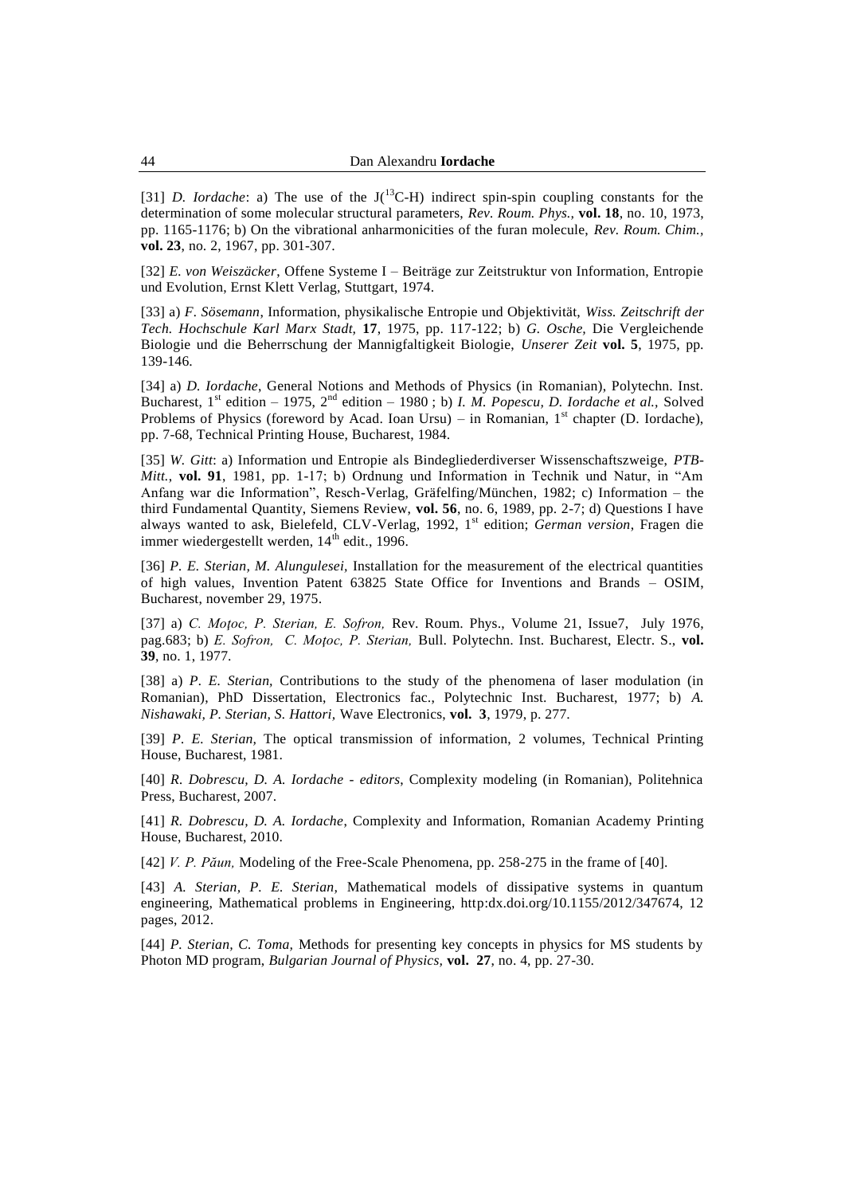[31] *D. Iordache*: a) The use of the $J(^{13}C\text{-}H)$ indirect spin-spin coupling constants for the determination of some molecular structural parameters, *Rev. Roum. Phys.*, **vol. 18**, no. 10, 1973, pp. 1165-1176; b) On the vibrational anharmonicities of the furan molecule, *Rev. Roum. Chim.*, **vol. 23**, no. 2, 1967, pp. 301-307.

[32] *E. von Weiszäcker*, Offene Systeme I – Beiträge zur Zeitstruktur von Information, Entropie und Evolution, Ernst Klett Verlag, Stuttgart, 1974.

[33] a) *F. Sösemann*, Information, physikalische Entropie und Objektivität, *Wiss. Zeitschrift der Tech. Hochschule Karl Marx Stadt*, **17**, 1975, pp. 117-122; b) *G. Osche*, Die Vergleichende Biologie und die Beherrschung der Mannigfaltigkeit Biologie, *Unserer Zeit* **vol. 5**, 1975, pp. 139-146.

[34] a) *D. Iordache*, General Notions and Methods of Physics (in Romanian), Polytechn. Inst. Bucharest, 1st edition – 1975, 2nd edition – 1980 ; b) *I. M. Popescu, D. Iordache et al.*, Solved Problems of Physics (foreword by Acad. Ioan Ursu) – in Romanian, 1st chapter (D. Iordache), pp. 7-68, Technical Printing House, Bucharest, 1984.

[35] *W. Gitt*: a) Information und Entropie als Bindegliederdiverser Wissenschaftszweige, *PTB-Mitt.*, **vol. 91**, 1981, pp. 1-17; b) Ordnung und Information in Technik und Natur, in "Am Anfang war die Information", Resch-Verlag, Gräfelfing/München, 1982; c) Information – the third Fundamental Quantity, Siemens Review, **vol. 56**, no. 6, 1989, pp. 2-7; d) Questions I have always wanted to ask, Bielefeld, CLV-Verlag, 1992, 1st edition; *German version*, Fragen die immer wiedergestellt werden, 14th edit., 1996.

[36] *P. E. Sterian, M. Alungulesei*, Installation for the measurement of the electrical quantities of high values, Invention Patent 63825 State Office for Inventions and Brands – OSIM, Bucharest, november 29, 1975.

[37] a) *C. Moţoc, P. Sterian, E. Sofron,* Rev. Roum. Phys., Volume 21, Issue7, July 1976, pag.683; b) *E. Sofron, C. Moţoc, P. Sterian,* Bull. Polytechn. Inst. Bucharest, Electr. S., **vol. 39**, no. 1, 1977.

[38] a) *P. E. Sterian*, Contributions to the study of the phenomena of laser modulation (in Romanian), PhD Dissertation, Electronics fac., Polytechnic Inst. Bucharest, 1977; b) *A. Nishawaki, P. Sterian, S. Hattori,* Wave Electronics, **vol. 3**, 1979, p. 277.

[39] *P. E. Sterian,* The optical transmission of information, 2 volumes, Technical Printing House, Bucharest, 1981.

[40] *R. Dobrescu, D. A. Iordache - editors*, Complexity modeling (in Romanian), Politehnica Press, Bucharest, 2007.

[41] *R. Dobrescu, D. A. Iordache*, Complexity and Information, Romanian Academy Printing House, Bucharest, 2010.

[42] *V. P. Păun,* Modeling of the Free-Scale Phenomena, pp. 258-275 in the frame of [40].

[43] *A. Sterian, P. E. Sterian,* Mathematical models of dissipative systems in quantum engineering, Mathematical problems in Engineering, http:dx.doi.org/10.1155/2012/347674, 12 pages, 2012.

[44] *P. Sterian, C. Toma,* Methods for presenting key concepts in physics for MS students by Photon MD program, *Bulgarian Journal of Physics,* **vol. 27**, no. 4, pp. 27-30.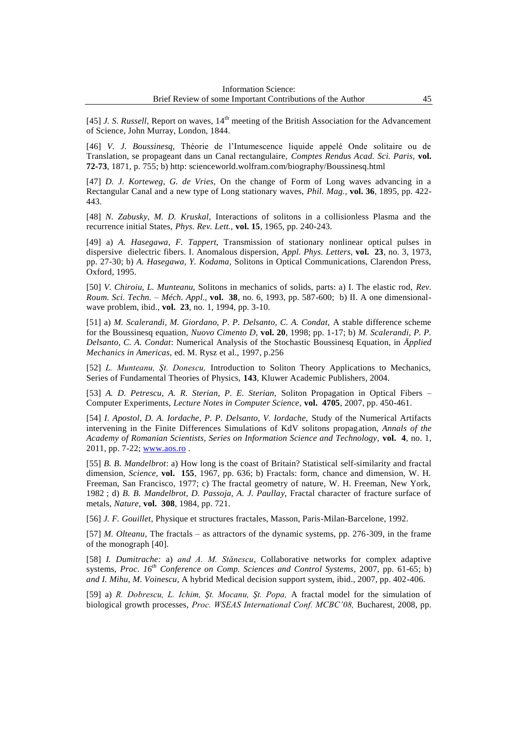[45] *J. S. Russell,* Report on waves, 14th meeting of the British Association for the Advancement of Science, John Murray, London, 1844.

[46] *V. J. Boussinesq,* Théorie de l'Intumescence liquide appelé Onde solitaire ou de Translation, se propageant dans un Canal rectangulaire, *Comptes Rendus Acad. Sci. Paris,* **vol. 72-73**, 1871, p. 755; b) http: scienceworld.wolfram.com/biography/Boussinesq.html

[47] *D. J. Korteweg, G. de Vries,* On the change of Form of Long waves advancing in a Rectangular Canal and a new type of Long stationary waves, *Phil. Mag.,* **vol. 36**, 1895, pp. 422-443.

[48] *N. Zabusky, M. D. Kruskal,* Interactions of solitons in a collisionless Plasma and the recurrence initial States, *Phys. Rev. Lett.,* **vol. 15**, 1965, pp. 240-243.

[49] a) *A. Hasegawa, F. Tappert,* Transmission of stationary nonlinear optical pulses in dispersive dielectric fibers. I. Anomalous dispersion, *Appl. Phys. Letters,* **vol. 23**, no. 3, 1973, pp. 27-30; b) *A. Hasegawa, Y. Kodama,* Solitons in Optical Communications, Clarendon Press, Oxford, 1995.

[50] *V. Chiroiu, L. Munteanu,* Solitons in mechanics of solids, parts: a) I. The elastic rod, *Rev. Roum. Sci. Techn. – Méch. Appl.,* **vol. 38**, no. 6, 1993, pp. 587-600; b) II. A one dimensional-wave problem, ibid., **vol. 23**, no. 1, 1994, pp. 3-10.

[51] a) *M. Scalerandi, M. Giordano, P. P. Delsanto, C. A. Condat,* A stable difference scheme for the Boussinesq equation, *Nuovo Cimento D,* **vol. 20**, 1998; pp. 1-17; b) *M. Scalerandi, P. P. Delsanto, C. A. Condat*: Numerical Analysis of the Stochastic Boussinesq Equation, in *Äpplied Mechanics in Americas,* ed. M. Rysz et al., 1997, p.256

[52] *L. Munteanu, Şt. Donescu,* Introduction to Soliton Theory Applications to Mechanics, Series of Fundamental Theories of Physics, **143**, Kluwer Academic Publishers, 2004.

[53] *A. D. Petrescu, A. R. Sterian, P. E. Sterian,* Soliton Propagation in Optical Fibers – Computer Experiments, *Lecture Notes in Computer Science,* **vol. 4705**, 2007, pp. 450-461.

[54] *I. Apostol, D. A. Iordache, P. P. Delsanto, V. Iordache,* Study of the Numerical Artifacts intervening in the Finite Differences Simulations of KdV solitons propagation, *Annals of the Academy of Romanian Scientists, Series on Information Science and Technology,* **vol. 4**, no. 1, 2011, pp. 7-22; www.aos.ro .

[55] *B. B. Mandelbrot*: a) How long is the coast of Britain? Statistical self-similarity and fractal dimension, *Science,* **vol. 155**, 1967, pp. 636; b) Fractals: form, chance and dimension, W. H. Freeman, San Francisco, 1977; c) The fractal geometry of nature, W. H. Freeman, New York, 1982 ; d) *B. B. Mandelbrot, D. Passoja, A. J. Paullay,* Fractal character of fracture surface of metals, *Nature*, **vol. 308**, 1984, pp. 721.

[56] *J. F. Gouillet,* Physique et structures fractales, Masson, Paris-Milan-Barcelone, 1992.

[57] *M. Olteanu,* The fractals – as attractors of the dynamic systems, pp. 276-309, in the frame of the monograph [40].

[58] *I. Dumitrache:* a) *and A. M. Stănescu*, Collaborative networks for complex adaptive systems, *Proc. 16th Conference on Comp. Sciences and Control Systems*, 2007, pp. 61-65; b) *and I. Mihu, M. Voinescu*, A hybrid Medical decision support system, ibid., 2007, pp. 402-406.

[59] a) *R. Dobrescu, L. Ichim, Şt. Mocanu, Şt. Popa,* A fractal model for the simulation of biological growth processes, *Proc. WSEAS International Conf. MCBC'08,* Bucharest, 2008, pp.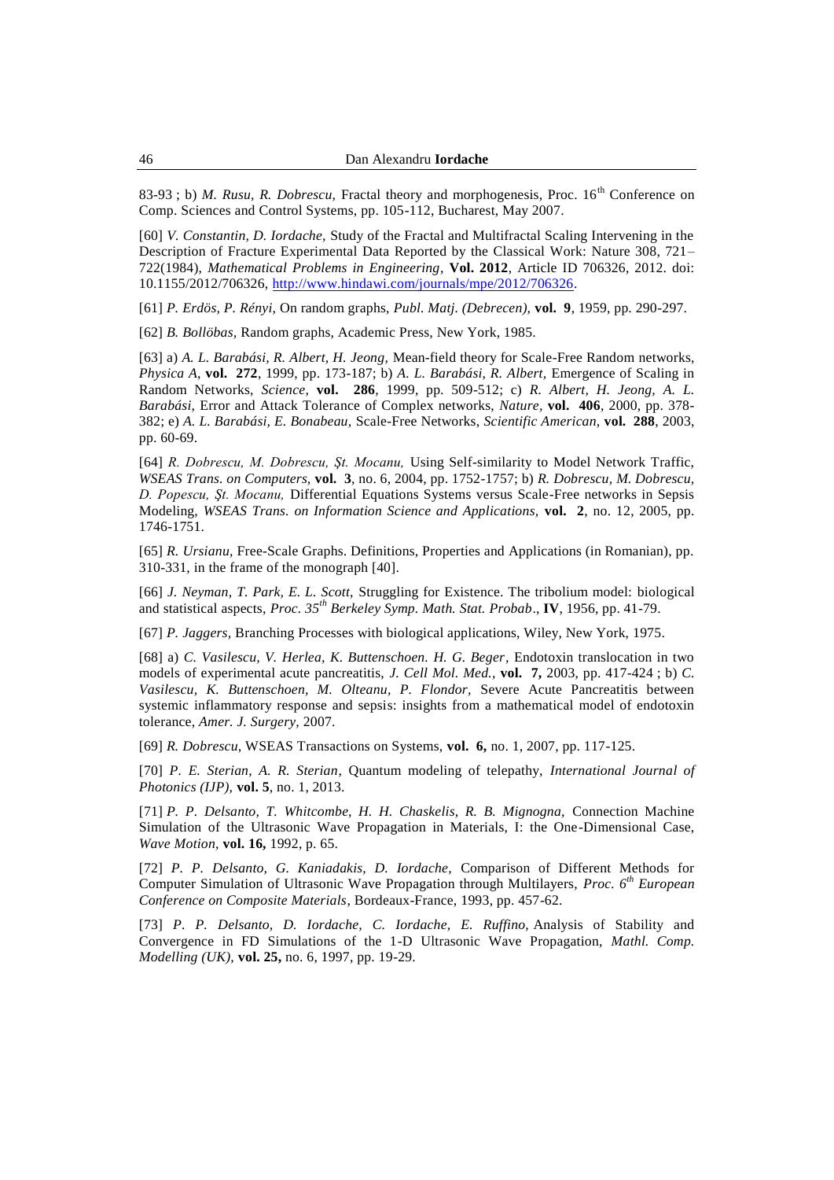83-93 ; b) *M. Rusu, R. Dobrescu,* Fractal theory and morphogenesis, Proc. 16th Conference on Comp. Sciences and Control Systems, pp. 105-112, Bucharest, May 2007.

[60] *V. Constantin, D. Iordache,* Study of the Fractal and Multifractal Scaling Intervening in the Description of Fracture Experimental Data Reported by the Classical Work: Nature 308, 721–722(1984), *Mathematical Problems in Engineering*, **Vol. 2012**, Article ID 706326, 2012. doi: 10.1155/2012/706326, http://www.hindawi.com/journals/mpe/2012/706326.

[61] *P. Erdös, P. Rényi,* On random graphs, *Publ. Matj. (Debrecen),* **vol. 9**, 1959, pp. 290-297.

[62] *B. Bollöbas,* Random graphs, Academic Press, New York, 1985.

[63] a) *A. L. Barabási, R. Albert, H. Jeong,* Mean-field theory for Scale-Free Random networks, *Physica A*, **vol. 272**, 1999, pp. 173-187; b) *A. L. Barabási, R. Albert,* Emergence of Scaling in Random Networks, *Science,* **vol. 286**, 1999, pp. 509-512; c) *R. Albert, H. Jeong, A. L. Barabási*, Error and Attack Tolerance of Complex networks, *Nature,* **vol. 406**, 2000, pp. 378-382; d) *A. L. Barabási, E. Bonabeau,* Scale-Free Networks, *Scientific American,* **vol. 288**, 2003, pp. 60-69.

[64] *R. Dobrescu, M. Dobrescu, Şt. Mocanu,* Using Self-similarity to Model Network Traffic, *WSEAS Trans. on Computers,* **vol. 3**, no. 6, 2004, pp. 1752-1757; b) *R. Dobrescu, M. Dobrescu, D. Popescu, Şt. Mocanu,* Differential Equations Systems versus Scale-Free networks in Sepsis Modeling, *WSEAS Trans. on Information Science and Applications,* **vol. 2**, no. 12, 2005, pp. 1746-1751.

[65] *R. Ursianu,* Free-Scale Graphs. Definitions, Properties and Applications (in Romanian), pp. 310-331, in the frame of the monograph [40].

[66] *J. Neyman, T. Park, E. L. Scott*, Struggling for Existence. The tribolium model: biological and statistical aspects, *Proc. 35th Berkeley Symp. Math. Stat. Probab*., **IV**, 1956, pp. 41-79.

[67] *P. Jaggers,* Branching Processes with biological applications, Wiley, New York, 1975.

[68] a) *C. Vasilescu, V. Herlea, K. Buttenschoen. H. G. Beger*, Endotoxin translocation in two models of experimental acute pancreatitis, *J. Cell Mol. Med.,* **vol. 7,** 2003, pp. 417-424 ; b) *C. Vasilescu, K. Buttenschoen, M. Olteanu, P. Flondor,* Severe Acute Pancreatitis between systemic inflammatory response and sepsis: insights from a mathematical model of endotoxin tolerance, *Amer. J. Surgery,* 2007.

[69] *R. Dobrescu*, WSEAS Transactions on Systems, **vol. 6,** no. 1, 2007, pp. 117-125.

[70] *P. E. Sterian, A. R. Sterian*, Quantum modeling of telepathy, *International Journal of Photonics (IJP),* **vol. 5**, no. 1, 2013.

[71] *P. P. Delsanto, T. Whitcombe, H. H. Chaskelis, R. B. Mignogna,* Connection Machine Simulation of the Ultrasonic Wave Propagation in Materials, I: the One-Dimensional Case, *Wave Motion,* **vol. 16,** 1992, p. 65.

[72] *P. P. Delsanto, G. Kaniadakis, D. Iordache,* Comparison of Different Methods for Computer Simulation of Ultrasonic Wave Propagation through Multilayers, *Proc. 6th European Conference on Composite Materials*, Bordeaux-France, 1993, pp. 457-62.

[73] *P. P. Delsanto, D. Iordache, C. Iordache, E. Ruffino,* Analysis of Stability and Convergence in FD Simulations of the 1-D Ultrasonic Wave Propagation, *Mathl. Comp. Modelling (UK),* **vol. 25,** no. 6, 1997, pp. 19-29.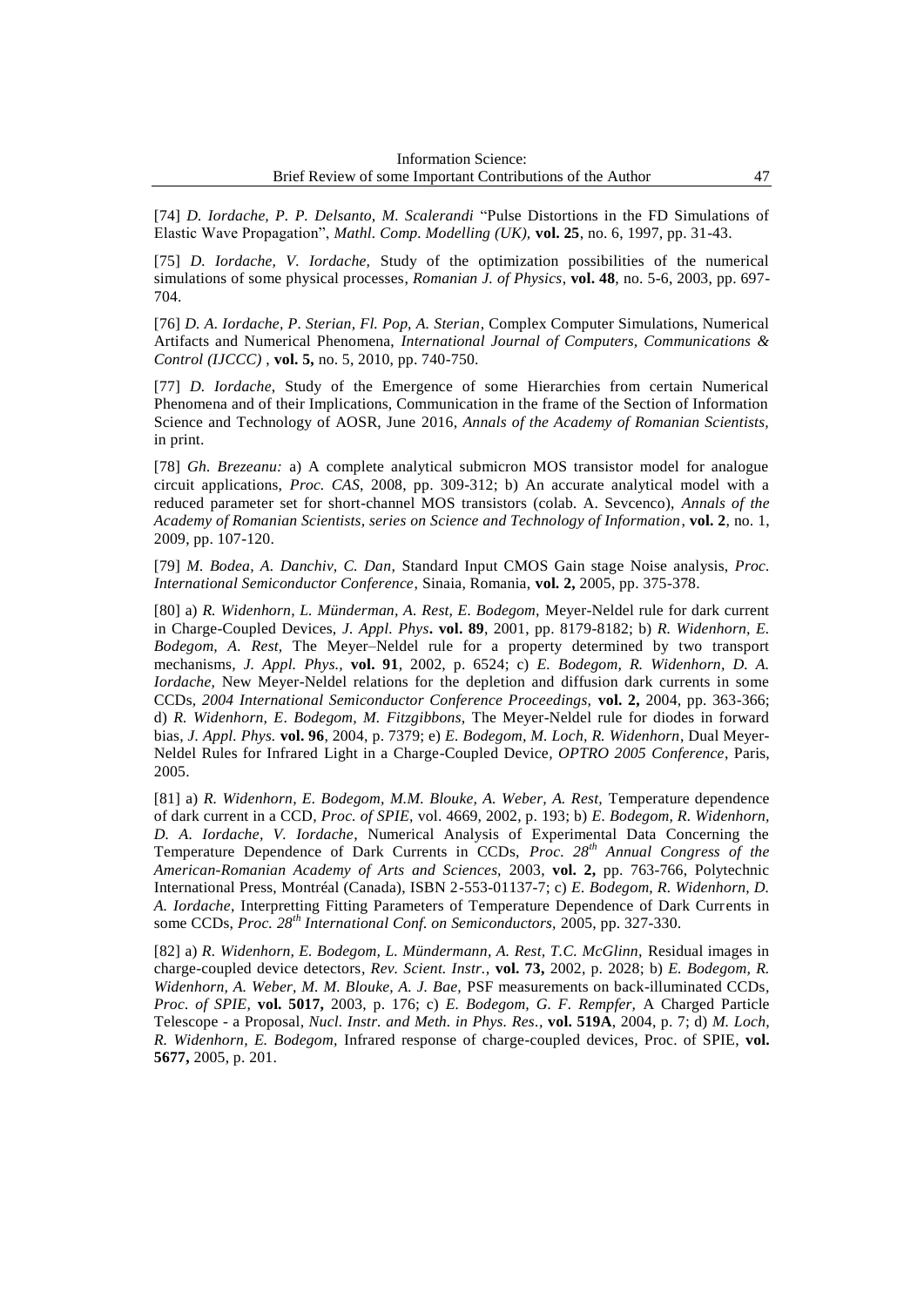[74] *D. Iordache, P. P. Delsanto, M. Scalerandi* "Pulse Distortions in the FD Simulations of Elastic Wave Propagation", *Mathl. Comp. Modelling (UK),* **vol. 25**, no. 6, 1997, pp. 31-43.

[75] *D. Iordache, V. Iordache*, Study of the optimization possibilities of the numerical simulations of some physical processes, *Romanian J. of Physics*, **vol. 48**, no. 5-6, 2003, pp. 697-704.

[76] *D. A. Iordache, P. Sterian, Fl. Pop, A. Sterian*, Complex Computer Simulations, Numerical Artifacts and Numerical Phenomena, *International Journal of Computers, Communications & Control (IJCCC)* , **vol. 5,** no. 5, 2010, pp. 740-750.

[77] *D. Iordache*, Study of the Emergence of some Hierarchies from certain Numerical Phenomena and of their Implications, Communication in the frame of the Section of Information Science and Technology of AOSR, June 2016, *Annals of the Academy of Romanian Scientists*, in print.

[78] *Gh. Brezeanu:* a) A complete analytical submicron MOS transistor model for analogue circuit applications, *Proc. CAS*, 2008, pp. 309-312; b) An accurate analytical model with a reduced parameter set for short-channel MOS transistors (colab. A. Sevcenco), *Annals of the Academy of Romanian Scientists, series on Science and Technology of Information*, **vol. 2**, no. 1, 2009, pp. 107-120.

[79] *M. Bodea, A. Danchiv, C. Dan*, Standard Input CMOS Gain stage Noise analysis, *Proc. International Semiconductor Conference*, Sinaia, Romania, **vol. 2,** 2005, pp. 375-378.

[80] a) *R. Widenhorn, L. Münderman, A. Rest, E. Bodegom*, Meyer-Neldel rule for dark current in Charge-Coupled Devices, *J. Appl. Phys***. vol. 89**, 2001, pp. 8179-8182; b) *R. Widenhorn, E. Bodegom, A. Rest,* The Meyer–Neldel rule for a property determined by two transport mechanisms, *J. Appl. Phys.,* **vol. 91**, 2002, p. 6524; c) *E. Bodegom, R. Widenhorn, D. A. Iordache,* New Meyer-Neldel relations for the depletion and diffusion dark currents in some CCDs, *2004 International Semiconductor Conference Proceedings,* **vol. 2,** 2004, pp. 363-366; d) *R. Widenhorn, E. Bodegom, M. Fitzgibbons*, The Meyer-Neldel rule for diodes in forward bias, *J. Appl. Phys.* **vol. 96**, 2004, p. 7379; e) *E. Bodegom, M. Loch, R. Widenhorn*, Dual Meyer-Neldel Rules for Infrared Light in a Charge-Coupled Device, *OPTRO 2005 Conference*, Paris, 2005.

[81] a) *R. Widenhorn, E. Bodegom, M.M. Blouke, A. Weber, A. Rest*, Temperature dependence of dark current in a CCD, *Proc. of SPIE,* vol. 4669, 2002, p. 193; b) *E. Bodegom, R. Widenhorn, D. A. Iordache, V. Iordache*, Numerical Analysis of Experimental Data Concerning the Temperature Dependence of Dark Currents in CCDs, *Proc. 28th Annual Congress of the American-Romanian Academy of Arts and Sciences,* 2003, **vol. 2,** pp. 763-766, Polytechnic International Press, Montréal (Canada), ISBN 2-553-01137-7; c) *E. Bodegom, R. Widenhorn, D. A. Iordache*, Interpretting Fitting Parameters of Temperature Dependence of Dark Currents in some CCDs, *Proc. 28th International Conf. on Semiconductors,* 2005, pp. 327-330.

[82] a) *R. Widenhorn, E. Bodegom, L. Mündermann, A. Rest, T.C. McGlinn,* Residual images in charge-coupled device detectors, *Rev. Scient. Instr.,* **vol. 73,** 2002, p. 2028; b) *E. Bodegom, R. Widenhorn, A. Weber, M. M. Blouke, A. J. Bae,* PSF measurements on back-illuminated CCDs, *Proc. of SPIE,* **vol. 5017,** 2003, p. 176; c) *E. Bodegom, G. F. Rempfer,* A Charged Particle Telescope - a Proposal, *Nucl. Instr. and Meth. in Phys. Res.,* **vol. 519A**, 2004, p. 7; d) *M. Loch, R. Widenhorn, E. Bodegom,* Infrared response of charge-coupled devices, Proc. of SPIE, **vol. 5677,** 2005, p. 201.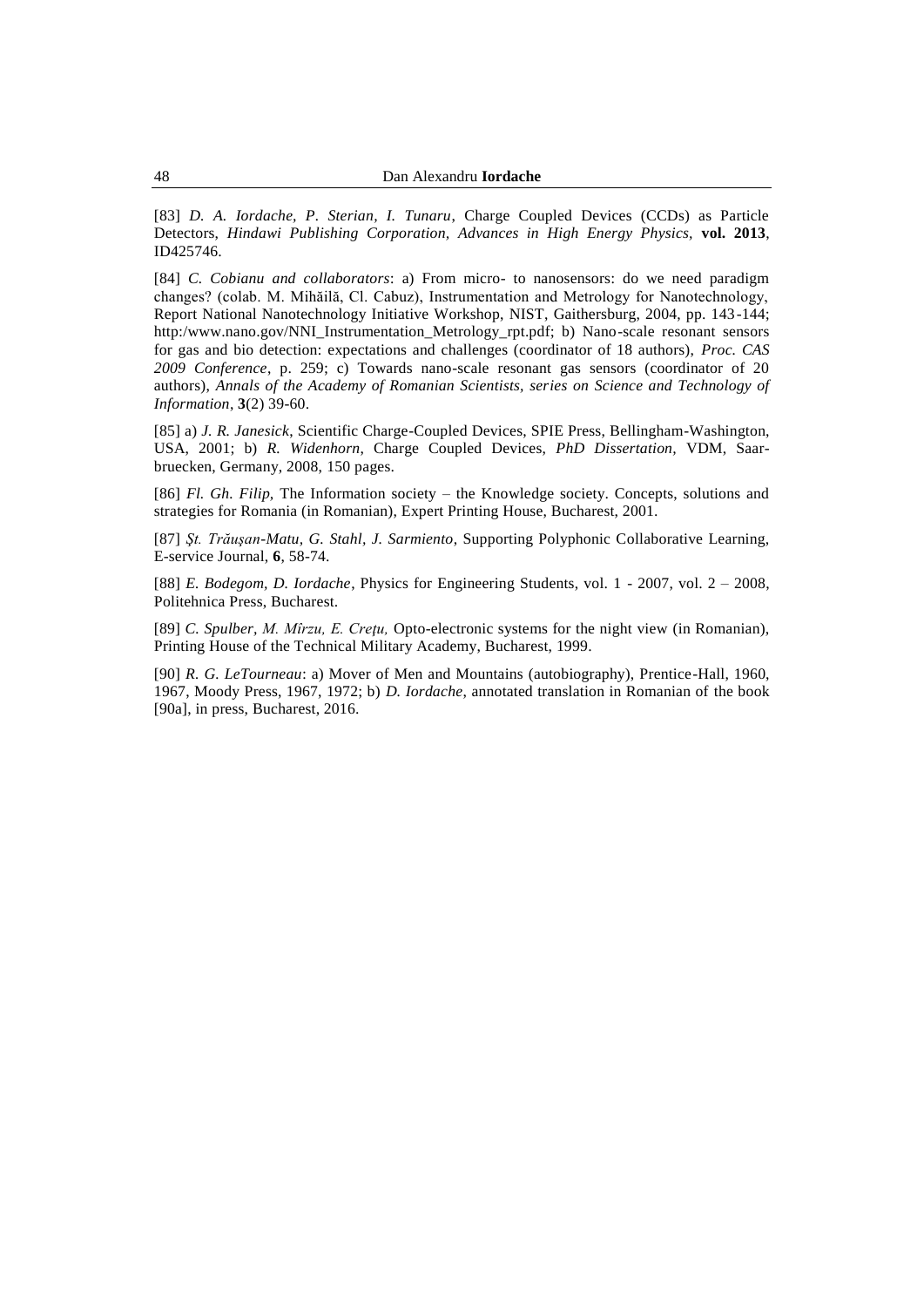[83] *D. A. Iordache, P. Sterian, I. Tunaru*, Charge Coupled Devices (CCDs) as Particle Detectors, *Hindawi Publishing Corporation, Advances in High Energy Physics,* **vol. 2013**, ID425746.

[84] *C. Cobianu and collaborators*: a) From micro- to nanosensors: do we need paradigm changes? (colab. M. Mihăilă, Cl. Cabuz), Instrumentation and Metrology for Nanotechnology, Report National Nanotechnology Initiative Workshop, NIST, Gaithersburg, 2004, pp. 143-144; http:/www.nano.gov/NNI_Instrumentation_Metrology_rpt.pdf; b) Nano-scale resonant sensors for gas and bio detection: expectations and challenges (coordinator of 18 authors), *Proc. CAS 2009 Conference*, p. 259; c) Towards nano-scale resonant gas sensors (coordinator of 20 authors), *Annals of the Academy of Romanian Scientists, series on Science and Technology of Information*, **3**(2) 39-60.

[85] a) *J. R. Janesick*, Scientific Charge-Coupled Devices, SPIE Press, Bellingham-Washington, USA, 2001; b) *R. Widenhorn*, Charge Coupled Devices, *PhD Dissertation*, VDM, Saarbruecken, Germany, 2008, 150 pages.

[86] *Fl. Gh. Filip*, The Information society – the Knowledge society. Concepts, solutions and strategies for Romania (in Romanian), Expert Printing House, Bucharest, 2001.

[87] *Şt. Trăuşan-Matu, G. Stahl, J. Sarmiento*, Supporting Polyphonic Collaborative Learning, E-service Journal, **6**, 58-74.

[88] *E. Bodegom, D. Iordache*, Physics for Engineering Students, vol. 1 - 2007, vol. 2 – 2008, Politehnica Press, Bucharest.

[89] *C. Spulber, M. Mîrzu, E. Creţu,* Opto-electronic systems for the night view (in Romanian), Printing House of the Technical Military Academy, Bucharest, 1999.

[90] *R. G. LeTourneau*: a) Mover of Men and Mountains (autobiography), Prentice-Hall, 1960, 1967, Moody Press, 1967, 1972; b) *D. Iordache*, annotated translation in Romanian of the book [90a], in press, Bucharest, 2016.